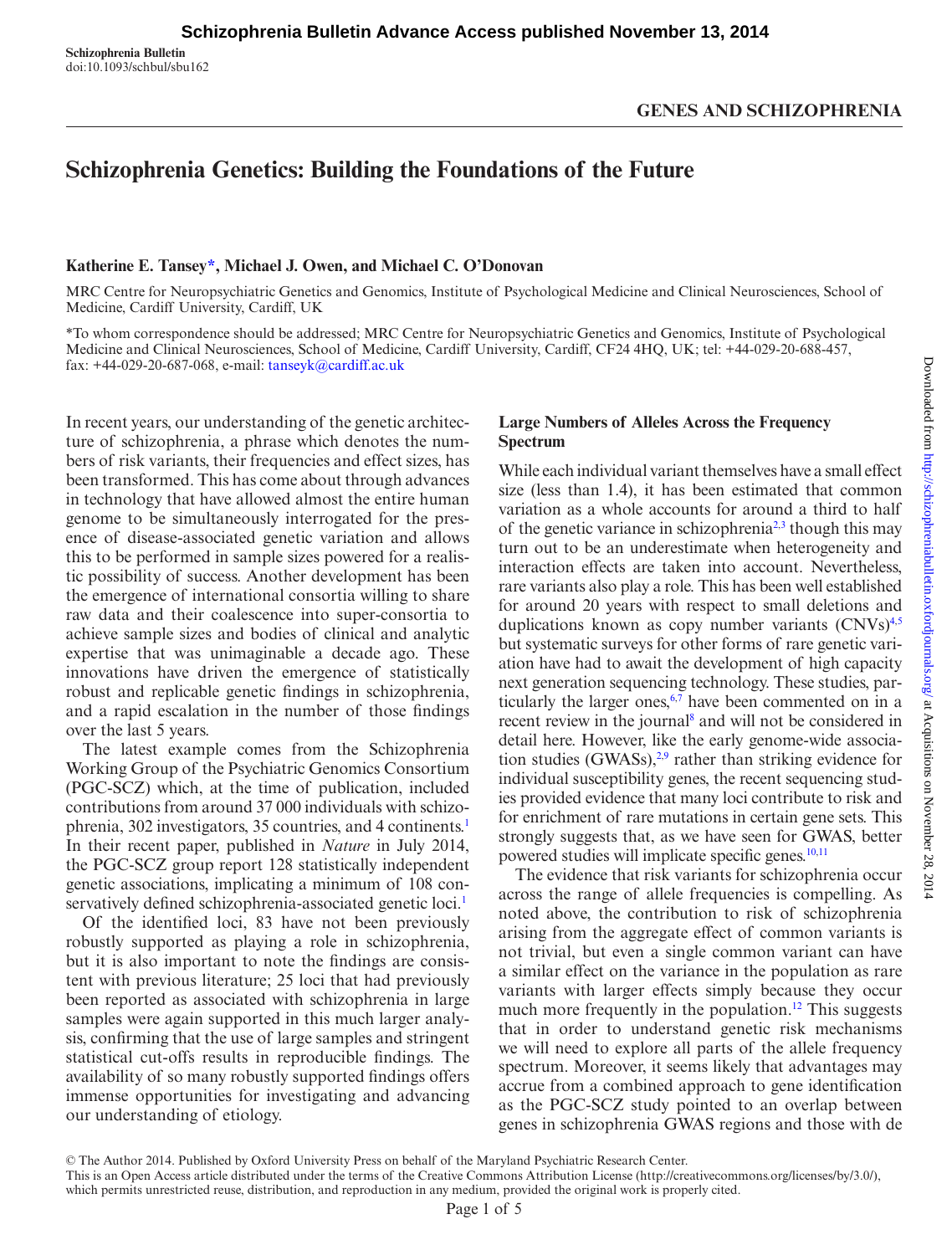Schizophrenia Bulletin Advance Access published November 13, 2014

**Schizophrenia Bulletin**
doi:10.1093/schbul/sbu162

**GENES AND SCHIZOPHRENIA**

# Schizophrenia Genetics: Building the Foundations of the Future

**Katherine E. Tansey\*, Michael J. Owen, and Michael C. O'Donovan**

MRC Centre for Neuropsychiatric Genetics and Genomics, Institute of Psychological Medicine and Clinical Neurosciences, School of Medicine, Cardiff University, Cardiff, UK

\*To whom correspondence should be addressed; MRC Centre for Neuropsychiatric Genetics and Genomics, Institute of Psychological Medicine and Clinical Neurosciences, School of Medicine, Cardiff University, Cardiff, CF24 4HQ, UK; tel: +44-029-20-688-457, fax: +44-029-20-687-068, e-mail: tanseyk@cardiff.ac.uk

In recent years, our understanding of the genetic architecture of schizophrenia, a phrase which denotes the numbers of risk variants, their frequencies and effect sizes, has been transformed. This has come about through advances in technology that have allowed almost the entire human genome to be simultaneously interrogated for the presence of disease-associated genetic variation and allows this to be performed in sample sizes powered for a realistic possibility of success. Another development has been the emergence of international consortia willing to share raw data and their coalescence into super-consortia to achieve sample sizes and bodies of clinical and analytic expertise that was unimaginable a decade ago. These innovations have driven the emergence of statistically robust and replicable genetic findings in schizophrenia, and a rapid escalation in the number of those findings over the last 5 years.

The latest example comes from the Schizophrenia Working Group of the Psychiatric Genomics Consortium (PGC-SCZ) which, at the time of publication, included contributions from around 37 000 individuals with schizophrenia, 302 investigators, 35 countries, and 4 continents.[1] In their recent paper, published in *Nature* in July 2014, the PGC-SCZ group report 128 statistically independent genetic associations, implicating a minimum of 108 conservatively defined schizophrenia-associated genetic loci.[1]

Of the identified loci, 83 have not been previously robustly supported as playing a role in schizophrenia, but it is also important to note the findings are consistent with previous literature; 25 loci that had previously been reported as associated with schizophrenia in large samples were again supported in this much larger analysis, confirming that the use of large samples and stringent statistical cut-offs results in reproducible findings. The availability of so many robustly supported findings offers immense opportunities for investigating and advancing our understanding of etiology.

## Large Numbers of Alleles Across the Frequency Spectrum

While each individual variant themselves have a small effect size (less than 1.4), it has been estimated that common variation as a whole accounts for around a third to half of the genetic variance in schizophrenia[2,3] though this may turn out to be an underestimate when heterogeneity and interaction effects are taken into account. Nevertheless, rare variants also play a role. This has been well established for around 20 years with respect to small deletions and duplications known as copy number variants (CNVs)[4,5] but systematic surveys for other forms of rare genetic variation have had to await the development of high capacity next generation sequencing technology. These studies, particularly the larger ones,[6,7] have been commented on in a recent review in the journal[8] and will not be considered in detail here. However, like the early genome-wide association studies (GWASs),[2,9] rather than striking evidence for individual susceptibility genes, the recent sequencing studies provided evidence that many loci contribute to risk and for enrichment of rare mutations in certain gene sets. This strongly suggests that, as we have seen for GWAS, better powered studies will implicate specific genes.[10,11]

The evidence that risk variants for schizophrenia occur across the range of allele frequencies is compelling. As noted above, the contribution to risk of schizophrenia arising from the aggregate effect of common variants is not trivial, but even a single common variant can have a similar effect on the variance in the population as rare variants with larger effects simply because they occur much more frequently in the population.[12] This suggests that in order to understand genetic risk mechanisms we will need to explore all parts of the allele frequency spectrum. Moreover, it seems likely that advantages may accrue from a combined approach to gene identification as the PGC-SCZ study pointed to an overlap between genes in schizophrenia GWAS regions and those with de

© The Author 2014. Published by Oxford University Press on behalf of the Maryland Psychiatric Research Center.
This is an Open Access article distributed under the terms of the Creative Commons Attribution License (http://creativecommons.org/licenses/by/3.0/), which permits unrestricted reuse, distribution, and reproduction in any medium, provided the original work is properly cited.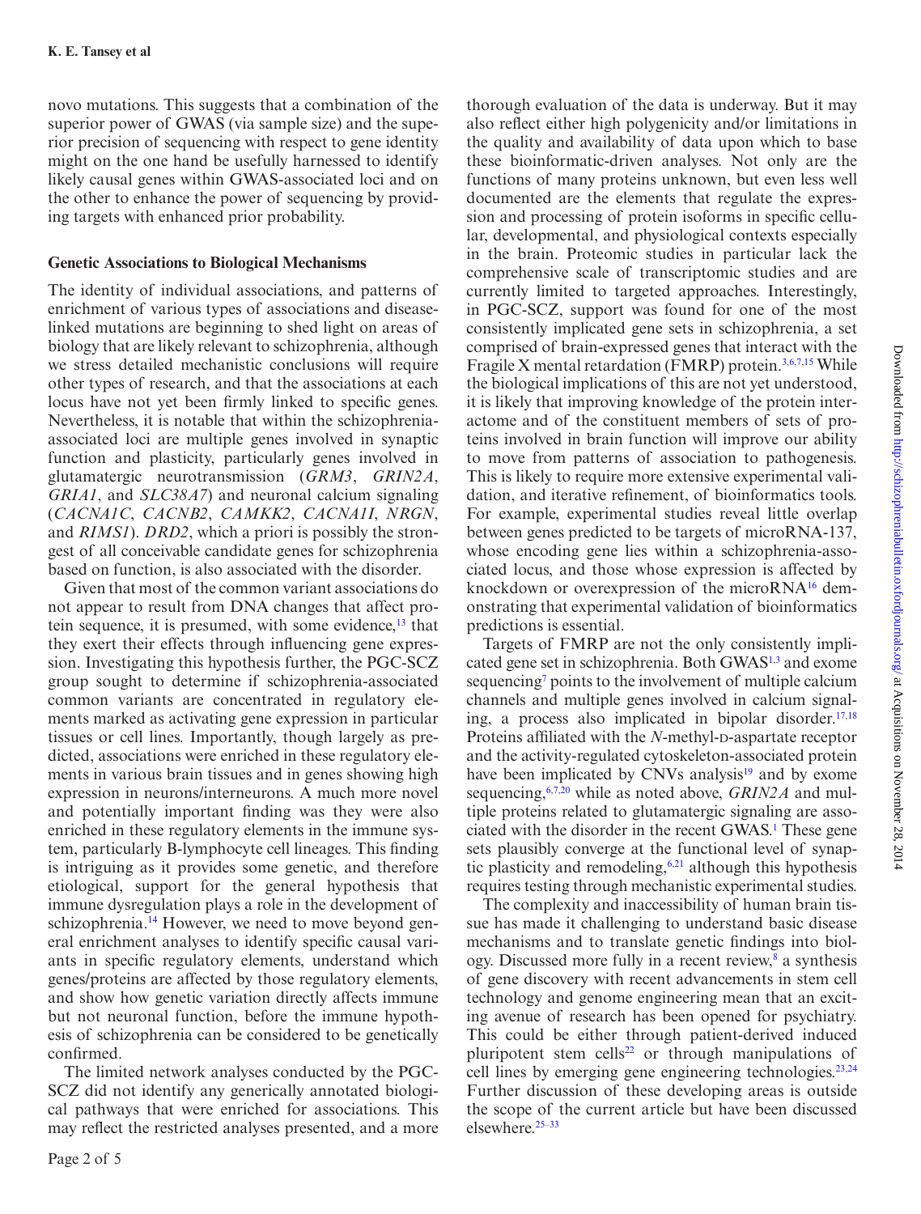novo mutations. This suggests that a combination of the superior power of GWAS (via sample size) and the superior precision of sequencing with respect to gene identity might on the one hand be usefully harnessed to identify likely causal genes within GWAS-associated loci and on the other to enhance the power of sequencing by providing targets with enhanced prior probability.

## Genetic Associations to Biological Mechanisms

The identity of individual associations, and patterns of enrichment of various types of associations and disease-linked mutations are beginning to shed light on areas of biology that are likely relevant to schizophrenia, although we stress detailed mechanistic conclusions will require other types of research, and that the associations at each locus have not yet been firmly linked to specific genes. Nevertheless, it is notable that within the schizophrenia-associated loci are multiple genes involved in synaptic function and plasticity, particularly genes involved in glutamatergic neurotransmission (*GRM3*, *GRIN2A*, *GRIA1*, and *SLC38A7*) and neuronal calcium signaling (*CACNA1C*, *CACNB2*, *CAMKK2*, *CACNA1I*, *NRGN*, and *RIMS1*). *DRD2*, which a priori is possibly the strongest of all conceivable candidate genes for schizophrenia based on function, is also associated with the disorder.

Given that most of the common variant associations do not appear to result from DNA changes that affect protein sequence, it is presumed, with some evidence,[13] that they exert their effects through influencing gene expression. Investigating this hypothesis further, the PGC-SCZ group sought to determine if schizophrenia-associated common variants are concentrated in regulatory elements marked as activating gene expression in particular tissues or cell lines. Importantly, though largely as predicted, associations were enriched in these regulatory elements in various brain tissues and in genes showing high expression in neurons/interneurons. A much more novel and potentially important finding was they were also enriched in these regulatory elements in the immune system, particularly B-lymphocyte cell lineages. This finding is intriguing as it provides some genetic, and therefore etiological, support for the general hypothesis that immune dysregulation plays a role in the development of schizophrenia.[14] However, we need to move beyond general enrichment analyses to identify specific causal variants in specific regulatory elements, understand which genes/proteins are affected by those regulatory elements, and show how genetic variation directly affects immune but not neuronal function, before the immune hypothesis of schizophrenia can be considered to be genetically confirmed.

The limited network analyses conducted by the PGC-SCZ did not identify any generically annotated biological pathways that were enriched for associations. This may reflect the restricted analyses presented, and a more thorough evaluation of the data is underway. But it may also reflect either high polygenicity and/or limitations in the quality and availability of data upon which to base these bioinformatic-driven analyses. Not only are the functions of many proteins unknown, but even less well documented are the elements that regulate the expression and processing of protein isoforms in specific cellular, developmental, and physiological contexts especially in the brain. Proteomic studies in particular lack the comprehensive scale of transcriptomic studies and are currently limited to targeted approaches. Interestingly, in PGC-SCZ, support was found for one of the most consistently implicated gene sets in schizophrenia, a set comprised of brain-expressed genes that interact with the Fragile X mental retardation (FMRP) protein.[3,6,7,15] While the biological implications of this are not yet understood, it is likely that improving knowledge of the protein interactome and of the constituent members of sets of proteins involved in brain function will improve our ability to move from patterns of association to pathogenesis. This is likely to require more extensive experimental validation, and iterative refinement, of bioinformatics tools. For example, experimental studies reveal little overlap between genes predicted to be targets of microRNA-137, whose encoding gene lies within a schizophrenia-associated locus, and those whose expression is affected by knockdown or overexpression of the microRNA[16] demonstrating that experimental validation of bioinformatics predictions is essential.

Targets of FMRP are not the only consistently implicated gene set in schizophrenia. Both GWAS[1,3] and exome sequencing[7] points to the involvement of multiple calcium channels and multiple genes involved in calcium signaling, a process also implicated in bipolar disorder.[17,18] Proteins affiliated with the *N*-methyl-D-aspartate receptor and the activity-regulated cytoskeleton-associated protein have been implicated by CNVs analysis[19] and by exome sequencing,[6,7,20] while as noted above, *GRIN2A* and multiple proteins related to glutamatergic signaling are associated with the disorder in the recent GWAS.[1] These gene sets plausibly converge at the functional level of synaptic plasticity and remodeling,[6,21] although this hypothesis requires testing through mechanistic experimental studies.

The complexity and inaccessibility of human brain tissue has made it challenging to understand basic disease mechanisms and to translate genetic findings into biology. Discussed more fully in a recent review,[8] a synthesis of gene discovery with recent advancements in stem cell technology and genome engineering mean that an exciting avenue of research has been opened for psychiatry. This could be either through patient-derived induced pluripotent stem cells[22] or through manipulations of cell lines by emerging gene engineering technologies.[23,24] Further discussion of these developing areas is outside the scope of the current article but have been discussed elsewhere.[25–33]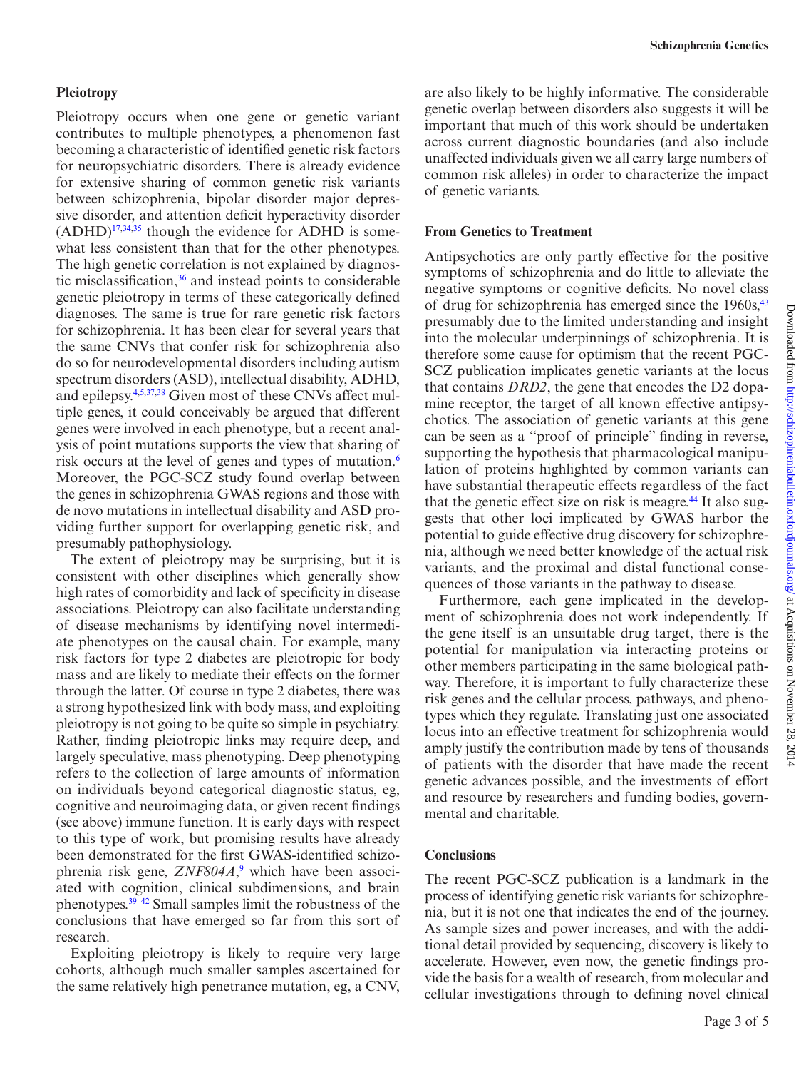## Pleiotropy

Pleiotropy occurs when one gene or genetic variant contributes to multiple phenotypes, a phenomenon fast becoming a characteristic of identified genetic risk factors for neuropsychiatric disorders. There is already evidence for extensive sharing of common genetic risk variants between schizophrenia, bipolar disorder major depressive disorder, and attention deficit hyperactivity disorder (ADHD)[17,34,35] though the evidence for ADHD is somewhat less consistent than that for the other phenotypes. The high genetic correlation is not explained by diagnostic misclassification,[36] and instead points to considerable genetic pleiotropy in terms of these categorically defined diagnoses. The same is true for rare genetic risk factors for schizophrenia. It has been clear for several years that the same CNVs that confer risk for schizophrenia also do so for neurodevelopmental disorders including autism spectrum disorders (ASD), intellectual disability, ADHD, and epilepsy.[4,5,37,38] Given most of these CNVs affect multiple genes, it could conceivably be argued that different genes were involved in each phenotype, but a recent analysis of point mutations supports the view that sharing of risk occurs at the level of genes and types of mutation.[6] Moreover, the PGC-SCZ study found overlap between the genes in schizophrenia GWAS regions and those with de novo mutations in intellectual disability and ASD providing further support for overlapping genetic risk, and presumably pathophysiology.

The extent of pleiotropy may be surprising, but it is consistent with other disciplines which generally show high rates of comorbidity and lack of specificity in disease associations. Pleiotropy can also facilitate understanding of disease mechanisms by identifying novel intermediate phenotypes on the causal chain. For example, many risk factors for type 2 diabetes are pleiotropic for body mass and are likely to mediate their effects on the former through the latter. Of course in type 2 diabetes, there was a strong hypothesized link with body mass, and exploiting pleiotropy is not going to be quite so simple in psychiatry. Rather, finding pleiotropic links may require deep, and largely speculative, mass phenotyping. Deep phenotyping refers to the collection of large amounts of information on individuals beyond categorical diagnostic status, eg, cognitive and neuroimaging data, or given recent findings (see above) immune function. It is early days with respect to this type of work, but promising results have already been demonstrated for the first GWAS-identified schizophrenia risk gene, *ZNF804A*,[9] which have been associated with cognition, clinical subdimensions, and brain phenotypes.[39–42] Small samples limit the robustness of the conclusions that have emerged so far from this sort of research.

Exploiting pleiotropy is likely to require very large cohorts, although much smaller samples ascertained for the same relatively high penetrance mutation, eg, a CNV, are also likely to be highly informative. The considerable genetic overlap between disorders also suggests it will be important that much of this work should be undertaken across current diagnostic boundaries (and also include unaffected individuals given we all carry large numbers of common risk alleles) in order to characterize the impact of genetic variants.

## From Genetics to Treatment

Antipsychotics are only partly effective for the positive symptoms of schizophrenia and do little to alleviate the negative symptoms or cognitive deficits. No novel class of drug for schizophrenia has emerged since the 1960s,[43] presumably due to the limited understanding and insight into the molecular underpinnings of schizophrenia. It is therefore some cause for optimism that the recent PGC-SCZ publication implicates genetic variants at the locus that contains *DRD2*, the gene that encodes the D2 dopamine receptor, the target of all known effective antipsychotics. The association of genetic variants at this gene can be seen as a "proof of principle" finding in reverse, supporting the hypothesis that pharmacological manipulation of proteins highlighted by common variants can have substantial therapeutic effects regardless of the fact that the genetic effect size on risk is meagre.[44] It also suggests that other loci implicated by GWAS harbor the potential to guide effective drug discovery for schizophrenia, although we need better knowledge of the actual risk variants, and the proximal and distal functional consequences of those variants in the pathway to disease.

Furthermore, each gene implicated in the development of schizophrenia does not work independently. If the gene itself is an unsuitable drug target, there is the potential for manipulation via interacting proteins or other members participating in the same biological pathway. Therefore, it is important to fully characterize these risk genes and the cellular process, pathways, and phenotypes which they regulate. Translating just one associated locus into an effective treatment for schizophrenia would amply justify the contribution made by tens of thousands of patients with the disorder that have made the recent genetic advances possible, and the investments of effort and resource by researchers and funding bodies, governmental and charitable.

## Conclusions

The recent PGC-SCZ publication is a landmark in the process of identifying genetic risk variants for schizophrenia, but it is not one that indicates the end of the journey. As sample sizes and power increases, and with the additional detail provided by sequencing, discovery is likely to accelerate. However, even now, the genetic findings provide the basis for a wealth of research, from molecular and cellular investigations through to defining novel clinical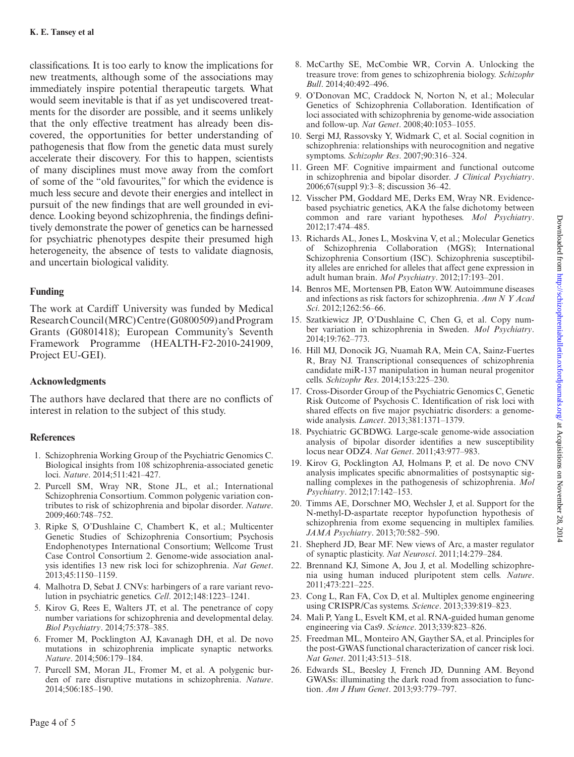classifications. It is too early to know the implications for new treatments, although some of the associations may immediately inspire potential therapeutic targets. What would seem inevitable is that if as yet undiscovered treatments for the disorder are possible, and it seems unlikely that the only effective treatment has already been discovered, the opportunities for better understanding of pathogenesis that flow from the genetic data must surely accelerate their discovery. For this to happen, scientists of many disciplines must move away from the comfort of some of the "old favourites," for which the evidence is much less secure and devote their energies and intellect in pursuit of the new findings that are well grounded in evidence. Looking beyond schizophrenia, the findings definitively demonstrate the power of genetics can be harnessed for psychiatric phenotypes despite their presumed high heterogeneity, the absence of tests to validate diagnosis, and uncertain biological validity.

## Funding

The work at Cardiff University was funded by Medical Research Council (MRC) Centre (G0800509) and Program Grants (G0801418); European Community's Seventh Framework Programme (HEALTH-F2-2010-241909, Project EU-GEI).

## Acknowledgments

The authors have declared that there are no conflicts of interest in relation to the subject of this study.

## References

1. Schizophrenia Working Group of the Psychiatric Genomics C. Biological insights from 108 schizophrenia-associated genetic loci. *Nature*. 2014;511:421–427.
2. Purcell SM, Wray NR, Stone JL, et al.; International Schizophrenia Consortium. Common polygenic variation contributes to risk of schizophrenia and bipolar disorder. *Nature*. 2009;460:748–752.
3. Ripke S, O'Dushlaine C, Chambert K, et al.; Multicenter Genetic Studies of Schizophrenia Consortium; Psychosis Endophenotypes International Consortium; Wellcome Trust Case Control Consortium 2. Genome-wide association analysis identifies 13 new risk loci for schizophrenia. *Nat Genet*. 2013;45:1150–1159.
4. Malhotra D, Sebat J. CNVs: harbingers of a rare variant revolution in psychiatric genetics. *Cell*. 2012;148:1223–1241.
5. Kirov G, Rees E, Walters JT, et al. The penetrance of copy number variations for schizophrenia and developmental delay. *Biol Psychiatry*. 2014;75:378–385.
6. Fromer M, Pocklington AJ, Kavanagh DH, et al. De novo mutations in schizophrenia implicate synaptic networks. *Nature*. 2014;506:179–184.
7. Purcell SM, Moran JL, Fromer M, et al. A polygenic burden of rare disruptive mutations in schizophrenia. *Nature*. 2014;506:185–190.
8. McCarthy SE, McCombie WR, Corvin A. Unlocking the treasure trove: from genes to schizophrenia biology. *Schizophr Bull*. 2014;40:492–496.
9. O'Donovan MC, Craddock N, Norton N, et al.; Molecular Genetics of Schizophrenia Collaboration. Identification of loci associated with schizophrenia by genome-wide association and follow-up. *Nat Genet*. 2008;40:1053–1055.
10. Sergi MJ, Rassovsky Y, Widmark C, et al. Social cognition in schizophrenia: relationships with neurocognition and negative symptoms. *Schizophr Res*. 2007;90:316–324.
11. Green MF. Cognitive impairment and functional outcome in schizophrenia and bipolar disorder. *J Clinical Psychiatry*. 2006;67(suppl 9):3–8; discussion 36–42.
12. Visscher PM, Goddard ME, Derks EM, Wray NR. Evidence-based psychiatric genetics, AKA the false dichotomy between common and rare variant hypotheses. *Mol Psychiatry*. 2012;17:474–485.
13. Richards AL, Jones L, Moskvina V, et al.; Molecular Genetics of Schizophrenia Collaboration (MGS); International Schizophrenia Consortium (ISC). Schizophrenia susceptibility alleles are enriched for alleles that affect gene expression in adult human brain. *Mol Psychiatry*. 2012;17:193–201.
14. Benros ME, Mortensen PB, Eaton WW. Autoimmune diseases and infections as risk factors for schizophrenia. *Ann N Y Acad Sci*. 2012;1262:56–66.
15. Szatkiewicz JP, O'Dushlaine C, Chen G, et al. Copy number variation in schizophrenia in Sweden. *Mol Psychiatry*. 2014;19:762–773.
16. Hill MJ, Donocik JG, Nuamah RA, Mein CA, Sainz-Fuertes R, Bray NJ. Transcriptional consequences of schizophrenia candidate miR-137 manipulation in human neural progenitor cells. *Schizophr Res*. 2014;153:225–230.
17. Cross-Disorder Group of the Psychiatric Genomics C, Genetic Risk Outcome of Psychosis C. Identification of risk loci with shared effects on five major psychiatric disorders: a genome-wide analysis. *Lancet*. 2013;381:1371–1379.
18. Psychiatric GCBDWG. Large-scale genome-wide association analysis of bipolar disorder identifies a new susceptibility locus near ODZ4. *Nat Genet*. 2011;43:977–983.
19. Kirov G, Pocklington AJ, Holmans P, et al. De novo CNV analysis implicates specific abnormalities of postsynaptic signalling complexes in the pathogenesis of schizophrenia. *Mol Psychiatry*. 2012;17:142–153.
20. Timms AE, Dorschner MO, Wechsler J, et al. Support for the N-methyl-D-aspartate receptor hypofunction hypothesis of schizophrenia from exome sequencing in multiplex families. *JAMA Psychiatry*. 2013;70:582–590.
21. Shepherd JD, Bear MF. New views of Arc, a master regulator of synaptic plasticity. *Nat Neurosci*. 2011;14:279–284.
22. Brennand KJ, Simone A, Jou J, et al. Modelling schizophrenia using human induced pluripotent stem cells. *Nature*. 2011;473:221–225.
23. Cong L, Ran FA, Cox D, et al. Multiplex genome engineering using CRISPR/Cas systems. *Science*. 2013;339:819–823.
24. Mali P, Yang L, Esvelt KM, et al. RNA-guided human genome engineering via Cas9. *Science*. 2013;339:823–826.
25. Freedman ML, Monteiro AN, Gayther SA, et al. Principles for the post-GWAS functional characterization of cancer risk loci. *Nat Genet*. 2011;43:513–518.
26. Edwards SL, Beesley J, French JD, Dunning AM. Beyond GWASs: illuminating the dark road from association to function. *Am J Hum Genet*. 2013;93:779–797.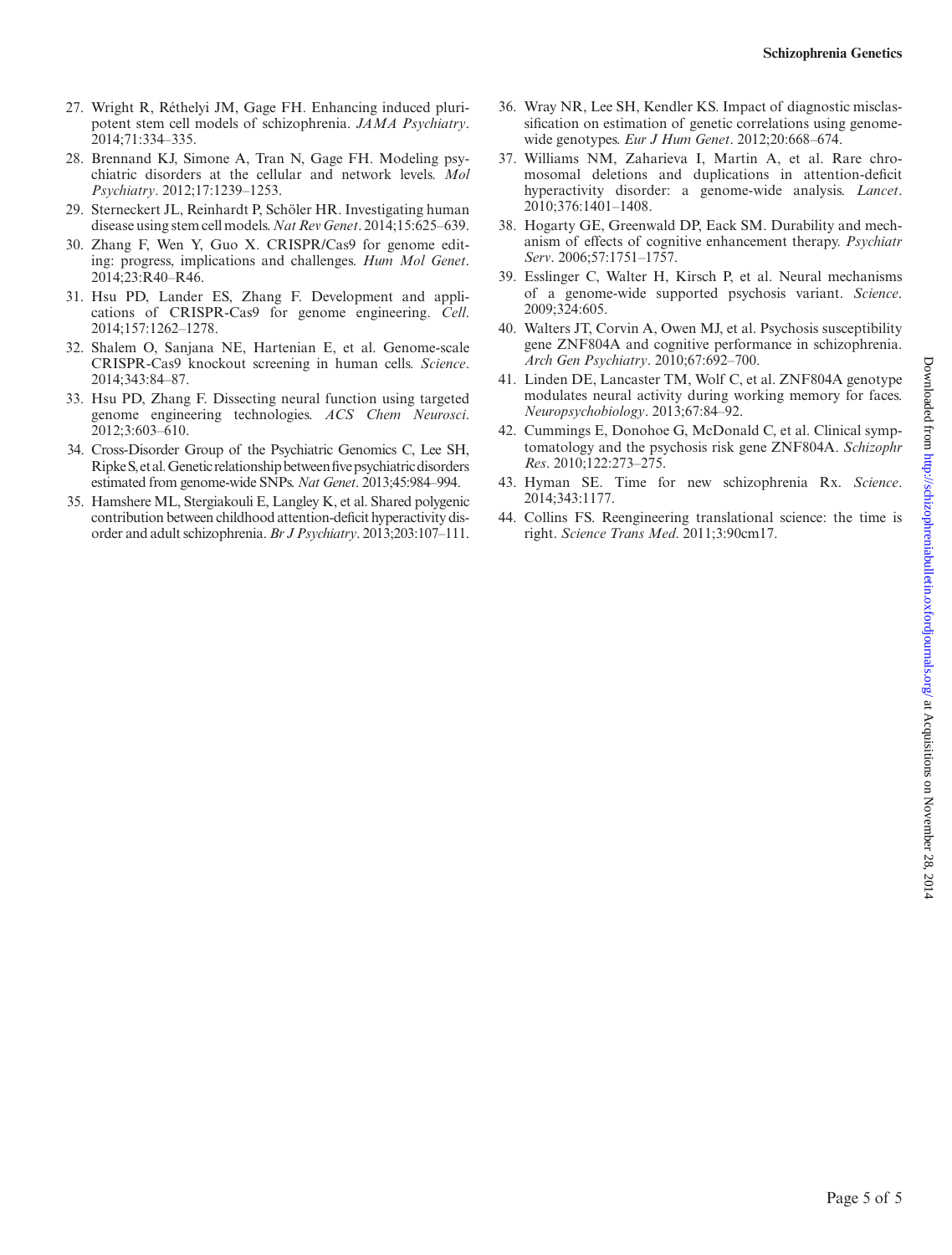27. Wright R, Réthelyi JM, Gage FH. Enhancing induced pluripotent stem cell models of schizophrenia. *JAMA Psychiatry*. 2014;71:334–335.
28. Brennand KJ, Simone A, Tran N, Gage FH. Modeling psychiatric disorders at the cellular and network levels. *Mol Psychiatry*. 2012;17:1239–1253.
29. Sterneckert JL, Reinhardt P, Schöler HR. Investigating human disease using stem cell models. *Nat Rev Genet*. 2014;15:625–639.
30. Zhang F, Wen Y, Guo X. CRISPR/Cas9 for genome editing: progress, implications and challenges. *Hum Mol Genet*. 2014;23:R40–R46.
31. Hsu PD, Lander ES, Zhang F. Development and applications of CRISPR-Cas9 for genome engineering. *Cell*. 2014;157:1262–1278.
32. Shalem O, Sanjana NE, Hartenian E, et al. Genome-scale CRISPR-Cas9 knockout screening in human cells. *Science*. 2014;343:84–87.
33. Hsu PD, Zhang F. Dissecting neural function using targeted genome engineering technologies. *ACS Chem Neurosci*. 2012;3:603–610.
34. Cross-Disorder Group of the Psychiatric Genomics C, Lee SH, Ripke S, et al. Genetic relationship between five psychiatric disorders estimated from genome-wide SNPs. *Nat Genet*. 2013;45:984–994.
35. Hamshere ML, Stergiakouli E, Langley K, et al. Shared polygenic contribution between childhood attention-deficit hyperactivity disorder and adult schizophrenia. *Br J Psychiatry*. 2013;203:107–111.
36. Wray NR, Lee SH, Kendler KS. Impact of diagnostic misclassification on estimation of genetic correlations using genome-wide genotypes. *Eur J Hum Genet*. 2012;20:668–674.
37. Williams NM, Zaharieva I, Martin A, et al. Rare chromosomal deletions and duplications in attention-deficit hyperactivity disorder: a genome-wide analysis. *Lancet*. 2010;376:1401–1408.
38. Hogarty GE, Greenwald DP, Eack SM. Durability and mechanism of effects of cognitive enhancement therapy. *Psychiatr Serv*. 2006;57:1751–1757.
39. Esslinger C, Walter H, Kirsch P, et al. Neural mechanisms of a genome-wide supported psychosis variant. *Science*. 2009;324:605.
40. Walters JT, Corvin A, Owen MJ, et al. Psychosis susceptibility gene ZNF804A and cognitive performance in schizophrenia. *Arch Gen Psychiatry*. 2010;67:692–700.
41. Linden DE, Lancaster TM, Wolf C, et al. ZNF804A genotype modulates neural activity during working memory for faces. *Neuropsychobiology*. 2013;67:84–92.
42. Cummings E, Donohoe G, McDonald C, et al. Clinical symptomatology and the psychosis risk gene ZNF804A. *Schizophr Res*. 2010;122:273–275.
43. Hyman SE. Time for new schizophrenia Rx. *Science*. 2014;343:1177.
44. Collins FS. Reengineering translational science: the time is right. *Science Trans Med*. 2011;3:90cm17.